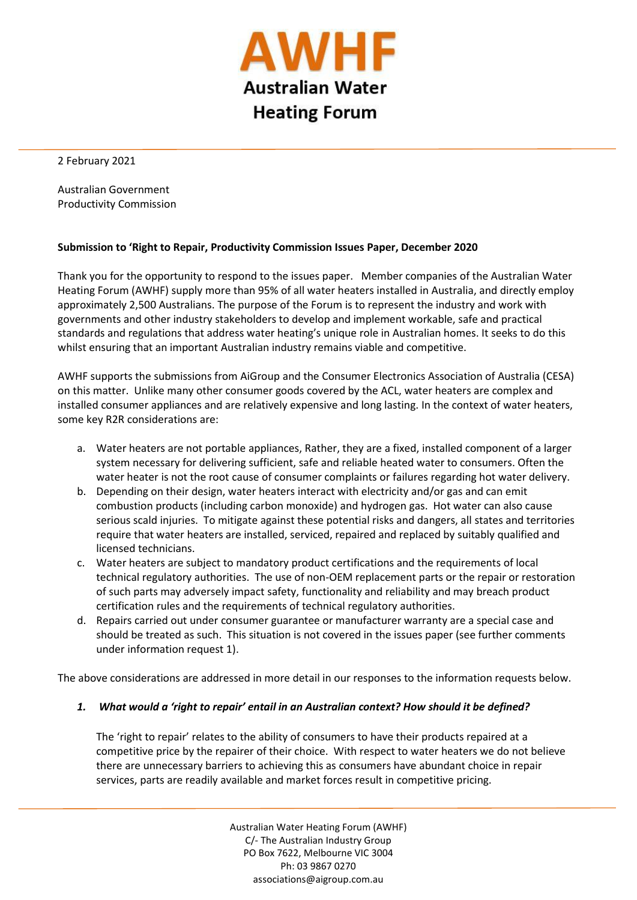# AWHF
## Australian Water Heating Forum

2 February 2021

Australian Government
Productivity Commission

**Submission to 'Right to Repair, Productivity Commission Issues Paper, December 2020**

Thank you for the opportunity to respond to the issues paper. Member companies of the Australian Water Heating Forum (AWHF) supply more than 95% of all water heaters installed in Australia, and directly employ approximately 2,500 Australians. The purpose of the Forum is to represent the industry and work with governments and other industry stakeholders to develop and implement workable, safe and practical standards and regulations that address water heating's unique role in Australian homes. It seeks to do this whilst ensuring that an important Australian industry remains viable and competitive.

AWHF supports the submissions from AiGroup and the Consumer Electronics Association of Australia (CESA) on this matter. Unlike many other consumer goods covered by the ACL, water heaters are complex and installed consumer appliances and are relatively expensive and long lasting. In the context of water heaters, some key R2R considerations are:

a. Water heaters are not portable appliances, Rather, they are a fixed, installed component of a larger system necessary for delivering sufficient, safe and reliable heated water to consumers. Often the water heater is not the root cause of consumer complaints or failures regarding hot water delivery.
b. Depending on their design, water heaters interact with electricity and/or gas and can emit combustion products (including carbon monoxide) and hydrogen gas. Hot water can also cause serious scald injuries. To mitigate against these potential risks and dangers, all states and territories require that water heaters are installed, serviced, repaired and replaced by suitably qualified and licensed technicians.
c. Water heaters are subject to mandatory product certifications and the requirements of local technical regulatory authorities. The use of non-OEM replacement parts or the repair or restoration of such parts may adversely impact safety, functionality and reliability and may breach product certification rules and the requirements of technical regulatory authorities.
d. Repairs carried out under consumer guarantee or manufacturer warranty are a special case and should be treated as such. This situation is not covered in the issues paper (see further comments under information request 1).

The above considerations are addressed in more detail in our responses to the information requests below.

1. ***What would a 'right to repair' entail in an Australian context? How should it be defined?***

   The 'right to repair' relates to the ability of consumers to have their products repaired at a competitive price by the repairer of their choice. With respect to water heaters we do not believe there are unnecessary barriers to achieving this as consumers have abundant choice in repair services, parts are readily available and market forces result in competitive pricing.

Australian Water Heating Forum (AWHF)
C/- The Australian Industry Group
PO Box 7622, Melbourne VIC 3004
Ph: 03 9867 0270
associations@aigroup.com.au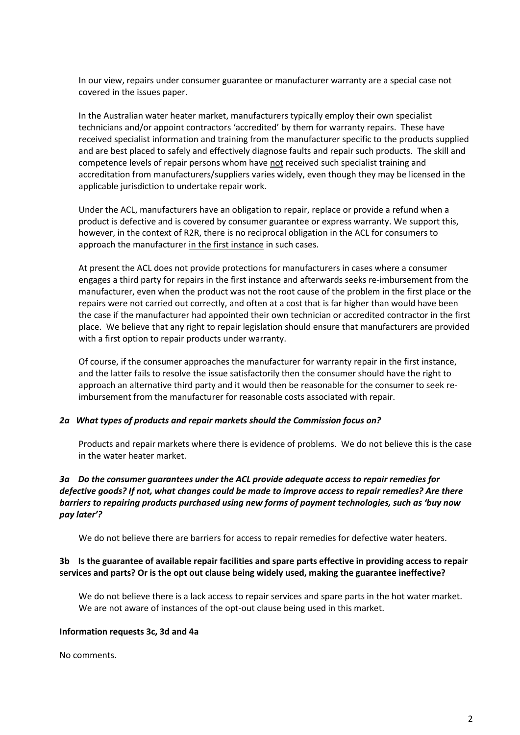In our view, repairs under consumer guarantee or manufacturer warranty are a special case not covered in the issues paper.

In the Australian water heater market, manufacturers typically employ their own specialist technicians and/or appoint contractors 'accredited' by them for warranty repairs. These have received specialist information and training from the manufacturer specific to the products supplied and are best placed to safely and effectively diagnose faults and repair such products. The skill and competence levels of repair persons whom have <u>not</u> received such specialist training and accreditation from manufacturers/suppliers varies widely, even though they may be licensed in the applicable jurisdiction to undertake repair work.

Under the ACL, manufacturers have an obligation to repair, replace or provide a refund when a product is defective and is covered by consumer guarantee or express warranty. We support this, however, in the context of R2R, there is no reciprocal obligation in the ACL for consumers to approach the manufacturer <u>in the first instance</u> in such cases.

At present the ACL does not provide protections for manufacturers in cases where a consumer engages a third party for repairs in the first instance and afterwards seeks re-imbursement from the manufacturer, even when the product was not the root cause of the problem in the first place or the repairs were not carried out correctly, and often at a cost that is far higher than would have been the case if the manufacturer had appointed their own technician or accredited contractor in the first place. We believe that any right to repair legislation should ensure that manufacturers are provided with a first option to repair products under warranty.

Of course, if the consumer approaches the manufacturer for warranty repair in the first instance, and the latter fails to resolve the issue satisfactorily then the consumer should have the right to approach an alternative third party and it would then be reasonable for the consumer to seek re-imbursement from the manufacturer for reasonable costs associated with repair.

***2a What types of products and repair markets should the Commission focus on?***

Products and repair markets where there is evidence of problems. We do not believe this is the case in the water heater market.

***3a Do the consumer guarantees under the ACL provide adequate access to repair remedies for defective goods? If not, what changes could be made to improve access to repair remedies? Are there barriers to repairing products purchased using new forms of payment technologies, such as 'buy now pay later'?***

We do not believe there are barriers for access to repair remedies for defective water heaters.

**3b Is the guarantee of available repair facilities and spare parts effective in providing access to repair services and parts? Or is the opt out clause being widely used, making the guarantee ineffective?**

We do not believe there is a lack access to repair services and spare parts in the hot water market. We are not aware of instances of the opt-out clause being used in this market.

**Information requests 3c, 3d and 4a**

No comments.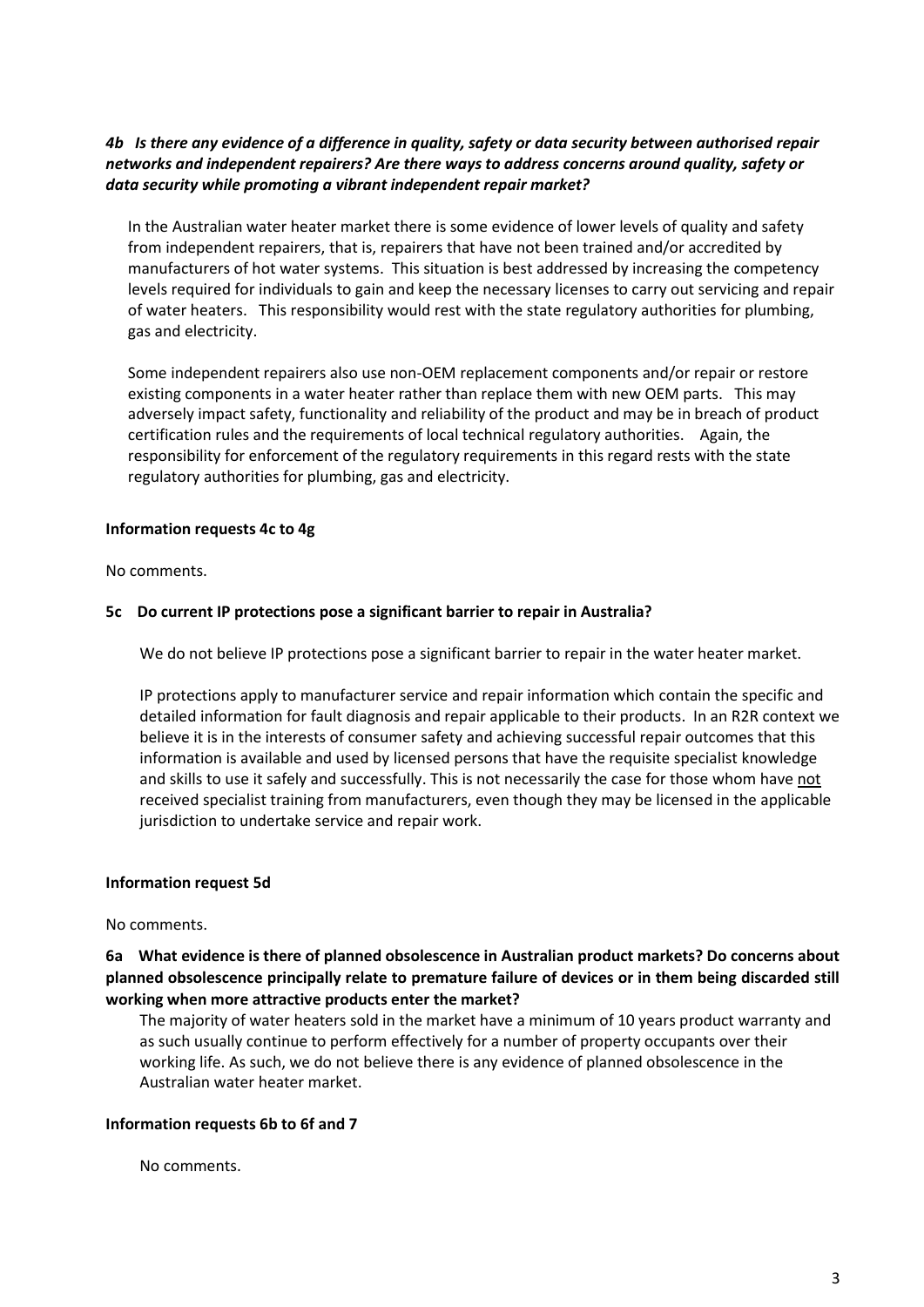***4b Is there any evidence of a difference in quality, safety or data security between authorised repair networks and independent repairers? Are there ways to address concerns around quality, safety or data security while promoting a vibrant independent repair market?***

In the Australian water heater market there is some evidence of lower levels of quality and safety from independent repairers, that is, repairers that have not been trained and/or accredited by manufacturers of hot water systems. This situation is best addressed by increasing the competency levels required for individuals to gain and keep the necessary licenses to carry out servicing and repair of water heaters. This responsibility would rest with the state regulatory authorities for plumbing, gas and electricity.

Some independent repairers also use non-OEM replacement components and/or repair or restore existing components in a water heater rather than replace them with new OEM parts. This may adversely impact safety, functionality and reliability of the product and may be in breach of product certification rules and the requirements of local technical regulatory authorities. Again, the responsibility for enforcement of the regulatory requirements in this regard rests with the state regulatory authorities for plumbing, gas and electricity.

**Information requests 4c to 4g**

No comments.

**5c Do current IP protections pose a significant barrier to repair in Australia?**

We do not believe IP protections pose a significant barrier to repair in the water heater market.

IP protections apply to manufacturer service and repair information which contain the specific and detailed information for fault diagnosis and repair applicable to their products. In an R2R context we believe it is in the interests of consumer safety and achieving successful repair outcomes that this information is available and used by licensed persons that have the requisite specialist knowledge and skills to use it safely and successfully. This is not necessarily the case for those whom have <u>not</u> received specialist training from manufacturers, even though they may be licensed in the applicable jurisdiction to undertake service and repair work.

**Information request 5d**

No comments.

**6a What evidence is there of planned obsolescence in Australian product markets? Do concerns about planned obsolescence principally relate to premature failure of devices or in them being discarded still working when more attractive products enter the market?**

The majority of water heaters sold in the market have a minimum of 10 years product warranty and as such usually continue to perform effectively for a number of property occupants over their working life. As such, we do not believe there is any evidence of planned obsolescence in the Australian water heater market.

**Information requests 6b to 6f and 7**

No comments.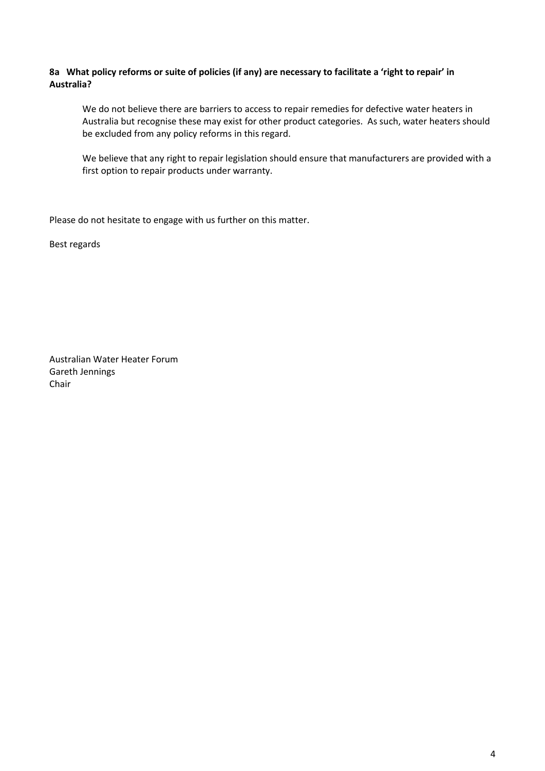**8a What policy reforms or suite of policies (if any) are necessary to facilitate a 'right to repair' in Australia?**

We do not believe there are barriers to access to repair remedies for defective water heaters in Australia but recognise these may exist for other product categories. As such, water heaters should be excluded from any policy reforms in this regard.

We believe that any right to repair legislation should ensure that manufacturers are provided with a first option to repair products under warranty.

Please do not hesitate to engage with us further on this matter.

Best regards

Australian Water Heater Forum
Gareth Jennings
Chair